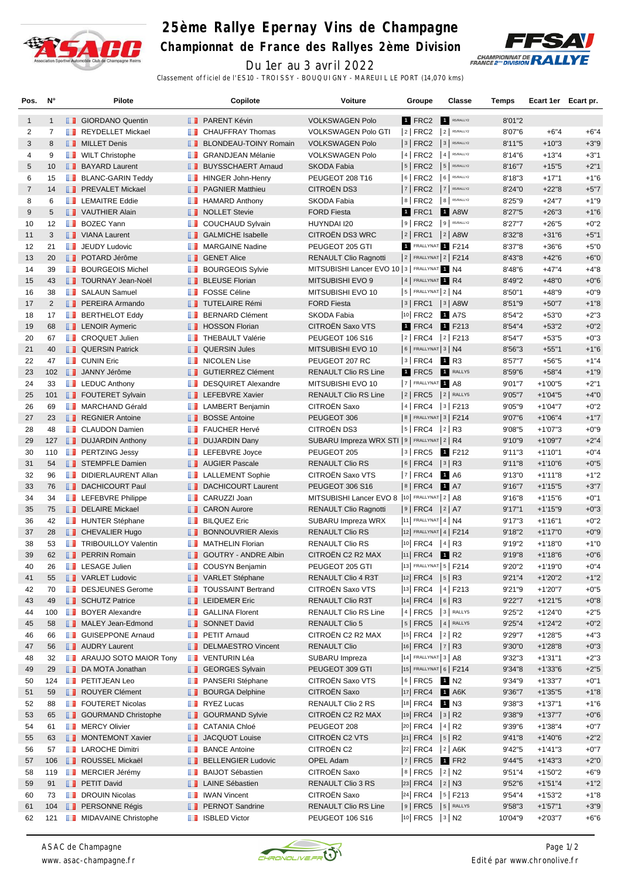# 25ème Rallye Epernay Vins de Champagne

## Championnat de France des Rallyes 2ème Division

Du 1er au 3 avril 2022

Classement officiel de l'ES10 - TROISSY - BOUQUIGNY - MAREUIL LE PORT (14,070 kms)

| Pos. | N° | Pilote | Copilote | Voiture | Groupe | Classe | Temps | Ecart 1er | Ecart pr. |
|---|---|---|---|---|---|---|---|---|---|
| 1 | 1 | GIORDANO Quentin | PARENT Kévin | VOLKSWAGEN Polo | 1 FRC2 | 1 R5/RALLY2 | 8'01"2 | | |
| 2 | 7 | REYDELLET Mickael | CHAUFFRAY Thomas | VOLKSWAGEN Polo GTI | 2 FRC2 | 2 R5/RALLY2 | 8'07"6 | +6"4 | +6"4 |
| 3 | 8 | MILLET Denis | BLONDEAU-TOINY Romain | VOLKSWAGEN Polo | 3 FRC2 | 3 R5/RALLY2 | 8'11"5 | +10"3 | +3"9 |
| 4 | 9 | WILT Christophe | GRANDJEAN Mélanie | VOLKSWAGEN Polo | 4 FRC2 | 4 R5/RALLY2 | 8'14"6 | +13"4 | +3"1 |
| 5 | 10 | BAYARD Laurent | BUYSSCHAERT Arnaud | SKODA Fabia | 5 FRC2 | 5 R5/RALLY2 | 8'16"7 | +15"5 | +2"1 |
| 6 | 15 | BLANC-GARIN Teddy | HINGER John-Henry | PEUGEOT 208 T16 | 6 FRC2 | 6 R5/RALLY2 | 8'18"3 | +17"1 | +1"6 |
| 7 | 14 | PREVALET Mickael | PAGNIER Matthieu | CITROËN DS3 | 7 FRC2 | 7 R5/RALLY2 | 8'24"0 | +22"8 | +5"7 |
| 8 | 6 | LEMAITRE Eddie | HAMARD Anthony | SKODA Fabia | 8 FRC2 | 8 R5/RALLY2 | 8'25"9 | +24"7 | +1"9 |
| 9 | 5 | VAUTHIER Alain | NOLLET Stevie | FORD Fiesta | 1 FRC1 | 1 A8W | 8'27"5 | +26"3 | +1"6 |
| 10 | 12 | BOZEC Yann | COUCHAUD Sylvain | HUYNDAI I20 | 9 FRC2 | 9 R5/RALLY2 | 8'27"7 | +26"5 | +0"2 |
| 11 | 3 | VIANA Laurent | GALMICHE Isabelle | CITROËN DS3 WRC | 2 FRC1 | 2 A8W | 8'32"8 | +31"6 | +5"1 |
| 12 | 21 | JEUDY Ludovic | MARGAINE Nadine | PEUGEOT 205 GTI | 1 FRALLYNAT | 1 F214 | 8'37"8 | +36"6 | +5"0 |
| 13 | 20 | POTARD Jérôme | GENET Alice | RENAULT Clio Ragnotti | 2 FRALLYNAT | 2 F214 | 8'43"8 | +42"6 | +6"0 |
| 14 | 39 | BOURGEOIS Michel | BOURGEOIS Sylvie | MITSUBISHI Lancer EVO 10 | 3 FRALLYNAT | 1 N4 | 8'48"6 | +47"4 | +4"8 |
| 15 | 43 | TOURNAY Jean-Noël | BLEUSE Florian | MITSUBISHI EVO 9 | 4 FRALLYNAT | 1 R4 | 8'49"2 | +48"0 | +0"6 |
| 16 | 38 | SALAUN Samuel | FOSSE Céline | MITSUBISHI EVO 10 | 5 FRALLYNAT | 2 N4 | 8'50"1 | +48"9 | +0"9 |
| 17 | 2 | PEREIRA Armando | TUTELAIRE Rémi | FORD Fiesta | 3 FRC1 | 3 A8W | 8'51"9 | +50"7 | +1"8 |
| 18 | 17 | BERTHELOT Eddy | BERNARD Clément | SKODA Fabia | 10 FRC2 | 1 A7S | 8'54"2 | +53"0 | +2"3 |
| 19 | 68 | LENOIR Aymeric | HOSSON Florian | CITROËN Saxo VTS | 1 FRC4 | 1 F213 | 8'54"4 | +53"2 | +0"2 |
| 20 | 67 | CROQUET Julien | THEBAULT Valérie | PEUGEOT 106 S16 | 2 FRC4 | 2 F213 | 8'54"7 | +53"5 | +0"3 |
| 21 | 40 | QUERSIN Patrick | QUERSIN Jules | MITSUBISHI EVO 10 | 6 FRALLYNAT | 3 N4 | 8'56"3 | +55"1 | +1"6 |
| 22 | 47 | CUNIN Eric | NICOLEN Lise | PEUGEOT 207 RC | 3 FRC4 | 1 R3 | 8'57"7 | +56"5 | +1"4 |
| 23 | 102 | JANNY Jérôme | GUTIERREZ Clément | RENAULT Clio RS Line | 1 FRC5 | 1 RALLY5 | 8'59"6 | +58"4 | +1"9 |
| 24 | 33 | LEDUC Anthony | DESQUIRET Alexandre | MITSUBISHI EVO 10 | 7 FRALLYNAT | 1 A8 | 9'01"7 | +1'00"5 | +2"1 |
| 25 | 101 | FOUTERET Sylvain | LEFEBVRE Xavier | RENAULT Clio RS Line | 2 FRC5 | 2 RALLY5 | 9'05"7 | +1'04"5 | +4"0 |
| 26 | 69 | MARCHAND Gérald | LAMBERT Benjamin | CITROËN Saxo | 4 FRC4 | 3 F213 | 9'05"9 | +1'04"7 | +0"2 |
| 27 | 23 | REGNIER Antoine | BOSSE Antoine | PEUGEOT 306 | 8 FRALLYNAT | 3 F214 | 9'07"6 | +1'06"4 | +1"7 |
| 28 | 48 | CLAUDON Damien | FAUCHER Hervé | CITROËN DS3 | 5 FRC4 | 2 R3 | 9'08"5 | +1'07"3 | +0"9 |
| 29 | 127 | DUJARDIN Anthony | DUJARDIN Dany | SUBARU Impreza WRX STI | 9 FRALLYNAT | 2 R4 | 9'10"9 | +1'09"7 | +2"4 |
| 30 | 110 | PERTZING Jessy | LEFEBVRE Joyce | PEUGEOT 205 | 3 FRC5 | 1 F212 | 9'11"3 | +1'10"1 | +0"4 |
| 31 | 54 | STEMPFLE Damien | AUGIER Pascale | RENAULT Clio RS | 6 FRC4 | 3 R3 | 9'11"8 | +1'10"6 | +0"5 |
| 32 | 96 | DIDIERLAURENT Allan | LALLEMENT Sophie | CITROËN Saxo VTS | 7 FRC4 | 1 A6 | 9'13"0 | +1'11"8 | +1"2 |
| 33 | 76 | DACHICOURT Paul | DACHICOURT Laurent | PEUGEOT 306 S16 | 8 FRC4 | 1 A7 | 9'16"7 | +1'15"5 | +3"7 |
| 34 | 34 | LEFEBVRE Philippe | CARUZZI Joan | MITSUBISHI Lancer EVO 8 | 10 FRALLYNAT | 2 A8 | 9'16"8 | +1'15"6 | +0"1 |
| 35 | 75 | DELAIRE Mickael | CARON Aurore | RENAULT Clio Ragnotti | 9 FRC4 | 2 A7 | 9'17"1 | +1'15"9 | +0"3 |
| 36 | 42 | HUNTER Stéphane | BILQUEZ Eric | SUBARU Impreza WRX | 11 FRALLYNAT | 4 N4 | 9'17"3 | +1'16"1 | +0"2 |
| 37 | 28 | CHEVALIER Hugo | BONNOUVRIER Alexis | RENAULT Clio RS | 12 FRALLYNAT | 4 F214 | 9'18"2 | +1'17"0 | +0"9 |
| 38 | 53 | TRIBOUILLOY Valentin | MATHELIN Florian | RENAULT Clio RS | 10 FRC4 | 4 R3 | 9'19"2 | +1'18"0 | +1"0 |
| 39 | 62 | PERRIN Romain | GOUTRY - ANDRE Albin | CITROËN C2 R2 MAX | 11 FRC4 | 1 R2 | 9'19"8 | +1'18"6 | +0"6 |
| 40 | 26 | LESAGE Julien | COUSYN Benjamin | PEUGEOT 205 GTI | 13 FRALLYNAT | 5 F214 | 9'20"2 | +1'19"0 | +0"4 |
| 41 | 55 | VARLET Ludovic | VARLET Stéphane | RENAULT Clio 4 R3T | 12 FRC4 | 5 R3 | 9'21"4 | +1'20"2 | +1"2 |
| 42 | 70 | DESJEUNES Gerome | TOUSSAINT Bertrand | CITROËN Saxo VTS | 13 FRC4 | 4 F213 | 9'21"9 | +1'20"7 | +0"5 |
| 43 | 49 | SCHUTZ Patrice | LEIDEMER Eric | RENAULT Clio R3T | 14 FRC4 | 6 R3 | 9'22"7 | +1'21"5 | +0"8 |
| 44 | 100 | BOYER Alexandre | GALLINA Florent | RENAULT Clio RS Line | 4 FRC5 | 3 RALLY5 | 9'25"2 | +1'24"0 | +2"5 |
| 45 | 58 | MALEY Jean-Edmond | SONNET David | RENAULT Clio 5 | 5 FRC5 | 4 RALLY5 | 9'25"4 | +1'24"2 | +0"2 |
| 46 | 66 | GUISEPPONE Arnaud | PETIT Arnaud | CITROËN C2 R2 MAX | 15 FRC4 | 2 R2 | 9'29"7 | +1'28"5 | +4"3 |
| 47 | 56 | AUDRY Laurent | DELMAESTRO Vincent | RENAULT Clio | 16 FRC4 | 7 R3 | 9'30"0 | +1'28"8 | +0"3 |
| 48 | 32 | ARAUJO SOTO MAIOR Tony | VENTURIN Léa | SUBARU Impreza | 14 FRALLYNAT | 3 A8 | 9'32"3 | +1'31"1 | +2"3 |
| 49 | 29 | DA MOTA Jonathan | GEORGES Sylvain | PEUGEOT 309 GTI | 15 FRALLYNAT | 6 F214 | 9'34"8 | +1'33"6 | +2"5 |
| 50 | 124 | PETITJEAN Leo | PANSERI Stéphane | CITROËN Saxo VTS | 6 FRC5 | 1 N2 | 9'34"9 | +1'33"7 | +0"1 |
| 51 | 59 | ROUYER Clément | BOURGA Delphine | CITROËN Saxo | 17 FRC4 | 1 A6K | 9'36"7 | +1'35"5 | +1"8 |
| 52 | 88 | FOUTERET Nicolas | RYEZ Lucas | RENAULT Clio 2 RS | 18 FRC4 | 1 N3 | 9'38"3 | +1'37"1 | +1"6 |
| 53 | 65 | GOURMAND Christophe | GOURMAND Sylvie | CITROËN C2 R2 MAX | 19 FRC4 | 3 R2 | 9'38"9 | +1'37"7 | +0"6 |
| 54 | 61 | MERCY Olivier | CATANIA Chloé | PEUGEOT 208 | 20 FRC4 | 4 R2 | 9'39"6 | +1'38"4 | +0"7 |
| 55 | 63 | MONTEMONT Xavier | JACQUOT Louise | CITROËN C2 VTS | 21 FRC4 | 5 R2 | 9'41"8 | +1'40"6 | +2"2 |
| 56 | 57 | LAROCHE Dimitri | BANCE Antoine | CITROËN C2 | 22 FRC4 | 2 A6K | 9'42"5 | +1'41"3 | +0"7 |
| 57 | 106 | ROUSSEL Mickaël | BELLENGIER Ludovic | OPEL Adam | 7 FRC5 | 1 FR2 | 9'44"5 | +1'43"3 | +2"0 |
| 58 | 119 | MERCIER Jérémy | BAIJOT Sébastien | CITROËN Saxo | 8 FRC5 | 2 N2 | 9'51"4 | +1'50"2 | +6"9 |
| 59 | 91 | PETIT David | LAINE Sébastien | RENAULT Clio 3 RS | 23 FRC4 | 2 N3 | 9'52"6 | +1'51"4 | +1"2 |
| 60 | 73 | DROUIN Nicolas | IWAN Vincent | CITROËN Saxo | 24 FRC4 | 5 F213 | 9'54"4 | +1'53"2 | +1"8 |
| 61 | 104 | PERSONNE Régis | PERNOT Sandrine | RENAULT Clio RS Line | 9 FRC5 | 5 RALLY5 | 9'58"3 | +1'57"1 | +3"9 |
| 62 | 121 | MIDAVAINE Christophe | ISBLED Victor | PEUGEOT 106 S16 | 10 FRC5 | 3 N2 | 10'04"9 | +2'03"7 | +6"6 |

ASAC de Champagne
www.asac-champagne.fr

Edité par www.chronolive.fr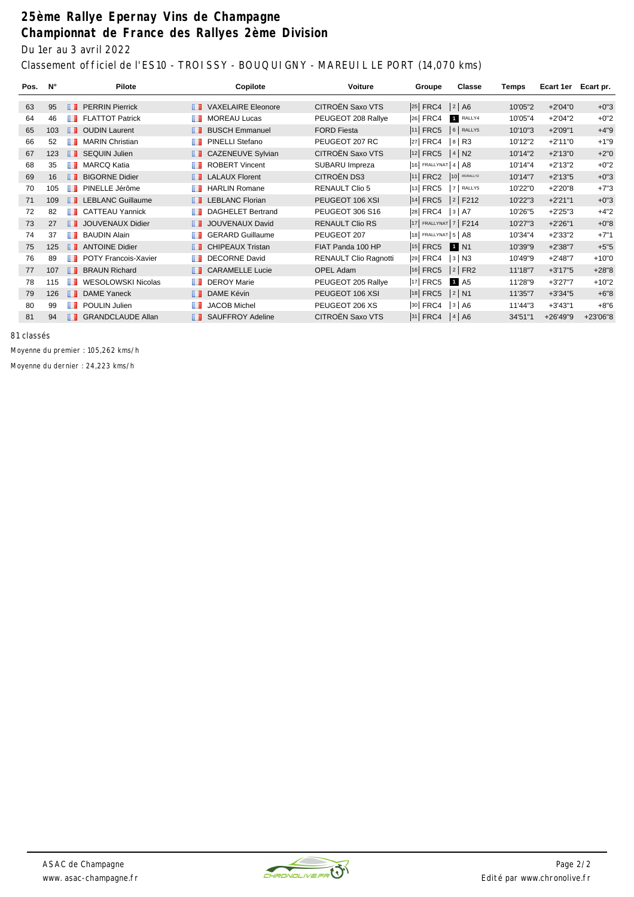# 25ème Rallye Epernay Vins de Champagne
# Championnat de France des Rallyes 2ème Division

Du 1er au 3 avril 2022

Classement officiel de l'ES10 - TROISSY - BOUQUIGNY - MAREUIL LE PORT (14,070 kms)

| Pos. | N° | Pilote | Copilote | Voiture | Groupe | Classe | Temps | Ecart 1er | Ecart pr. |
|---|---|---|---|---|---|---|---|---|---|
| 63 | 95 | PERRIN Pierrick | VAXELAIRE Eleonore | CITROËN Saxo VTS | 25 FRC4 | 2 A6 | 10'05"2 | +2'04"0 | +0"3 |
| 64 | 46 | FLATTOT Patrick | MOREAU Lucas | PEUGEOT 208 Rallye | 26 FRC4 | 1 RALLY4 | 10'05"4 | +2'04"2 | +0"2 |
| 65 | 103 | OUDIN Laurent | BUSCH Emmanuel | FORD Fiesta | 11 FRC5 | 6 RALLY5 | 10'10"3 | +2'09"1 | +4"9 |
| 66 | 52 | MARIN Christian | PINELLI Stefano | PEUGEOT 207 RC | 27 FRC4 | 8 R3 | 10'12"2 | +2'11"0 | +1"9 |
| 67 | 123 | SEQUIN Julien | CAZENEUVE Sylvian | CITROËN Saxo VTS | 12 FRC5 | 4 N2 | 10'14"2 | +2'13"0 | +2"0 |
| 68 | 35 | MARCQ Katia | ROBERT Vincent | SUBARU Impreza | 16 FRALLYNAT | 4 A8 | 10'14"4 | +2'13"2 | +0"2 |
| 69 | 16 | BIGORNE Didier | LALAUX Florent | CITROËN DS3 | 11 FRC2 | 10 R5/RALLY2 | 10'14"7 | +2'13"5 | +0"3 |
| 70 | 105 | PINELLE Jérôme | HARLIN Romane | RENAULT Clio 5 | 13 FRC5 | 7 RALLY5 | 10'22"0 | +2'20"8 | +7"3 |
| 71 | 109 | LEBLANC Guillaume | LEBLANC Florian | PEUGEOT 106 XSI | 14 FRC5 | 2 F212 | 10'22"3 | +2'21"1 | +0"3 |
| 72 | 82 | CATTEAU Yannick | DAGHELET Bertrand | PEUGEOT 306 S16 | 28 FRC4 | 3 A7 | 10'26"5 | +2'25"3 | +4"2 |
| 73 | 27 | JOUVENAUX Didier | JOUVENAUX David | RENAULT Clio RS | 17 FRALLYNAT | 7 F214 | 10'27"3 | +2'26"1 | +0"8 |
| 74 | 37 | BAUDIN Alain | GERARD Guillaume | PEUGEOT 207 | 18 FRALLYNAT | 5 A8 | 10'34"4 | +2'33"2 | +7"1 |
| 75 | 125 | ANTOINE Didier | CHIPEAUX Tristan | FIAT Panda 100 HP | 15 FRC5 | 1 N1 | 10'39"9 | +2'38"7 | +5"5 |
| 76 | 89 | POTY Francois-Xavier | DECORNE David | RENAULT Clio Ragnotti | 29 FRC4 | 3 N3 | 10'49"9 | +2'48"7 | +10"0 |
| 77 | 107 | BRAUN Richard | CARAMELLE Lucie | OPEL Adam | 16 FRC5 | 2 FR2 | 11'18"7 | +3'17"5 | +28"8 |
| 78 | 115 | WESOLOWSKI Nicolas | DEROY Marie | PEUGEOT 205 Rallye | 17 FRC5 | 1 A5 | 11'28"9 | +3'27"7 | +10"2 |
| 79 | 126 | DAME Yaneck | DAME Kévin | PEUGEOT 106 XSI | 18 FRC5 | 2 N1 | 11'35"7 | +3'34"5 | +6"8 |
| 80 | 99 | POULIN Julien | JACOB Michel | PEUGEOT 206 XS | 30 FRC4 | 3 A6 | 11'44"3 | +3'43"1 | +8"6 |
| 81 | 94 | GRANDCLAUDE Allan | SAUFFROY Adeline | CITROËN Saxo VTS | 31 FRC4 | 4 A6 | 34'51"1 | +26'49"9 | +23'06"8 |

81 classés

Moyenne du premier : 105,262 kms/h

Moyenne du dernier : 24,223 kms/h

ASAC de Champagne
www.asac-champagne.fr

Edité par www.chronolive.fr